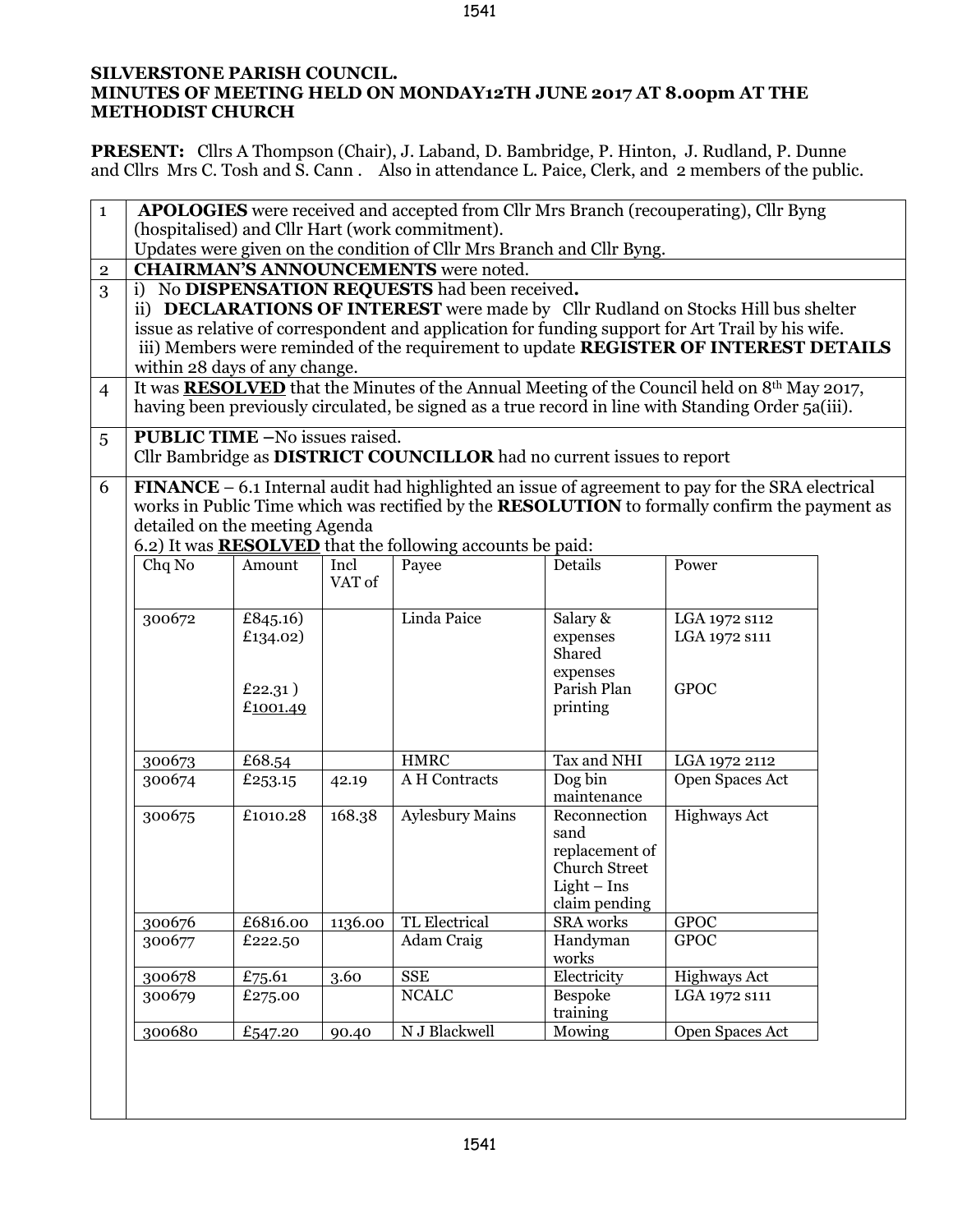**SILVERSTONE PARISH COUNCIL.**
**MINUTES OF MEETING HELD ON MONDAY12TH JUNE 2017 AT 8.00pm AT THE METHODIST CHURCH**

**PRESENT:** Cllrs A Thompson (Chair), J. Laband, D. Bambridge, P. Hinton, J. Rudland, P. Dunne and Cllrs Mrs C. Tosh and S. Cann . Also in attendance L. Paice, Clerk, and 2 members of the public.

**1** **APOLOGIES** were received and accepted from Cllr Mrs Branch (recouperating), Cllr Byng (hospitalised) and Cllr Hart (work commitment).
Updates were given on the condition of Cllr Mrs Branch and Cllr Byng.

**2** **CHAIRMAN'S ANNOUNCEMENTS** were noted.

**3** i) No **DISPENSATION REQUESTS** had been received**.**
ii) **DECLARATIONS OF INTEREST** were made by Cllr Rudland on Stocks Hill bus shelter issue as relative of correspondent and application for funding support for Art Trail by his wife.
iii) Members were reminded of the requirement to update **REGISTER OF INTEREST DETAILS** within 28 days of any change.

**4** It was **RESOLVED** that the Minutes of the Annual Meeting of the Council held on 8th May 2017, having been previously circulated, be signed as a true record in line with Standing Order 5a(iii).

**5** **PUBLIC TIME –**No issues raised.
Cllr Bambridge as **DISTRICT COUNCILLOR** had no current issues to report

**6** **FINANCE** – 6.1 Internal audit had highlighted an issue of agreement to pay for the SRA electrical works in Public Time which was rectified by the **RESOLUTION** to formally confirm the payment as detailed on the meeting Agenda
6.2) It was **RESOLVED** that the following accounts be paid:

| Chq No | Amount | Incl VAT of | Payee | Details | Power |
|---|---|---|---|---|---|
| 300672 | £845.16)<br>£134.02)<br><br>£22.31 )<br>£1001.49 | | Linda Paice | Salary & expenses<br>Shared expenses<br>Parish Plan printing | LGA 1972 s112<br>LGA 1972 s111<br><br>GPOC |
| 300673 | £68.54 | | HMRC | Tax and NHI | LGA 1972 2112 |
| 300674 | £253.15 | 42.19 | A H Contracts | Dog bin maintenance | Open Spaces Act |
| 300675 | £1010.28 | 168.38 | Aylesbury Mains | Reconnection sand replacement of Church Street Light – Ins claim pending | Highways Act |
| 300676 | £6816.00 | 1136.00 | TL Electrical | SRA works | GPOC |
| 300677 | £222.50 | | Adam Craig | Handyman works | GPOC |
| 300678 | £75.61 | 3.60 | SSE | Electricity | Highways Act |
| 300679 | £275.00 | | NCALC | Bespoke training | LGA 1972 s111 |
| 300680 | £547.20 | 90.40 | N J Blackwell | Mowing | Open Spaces Act |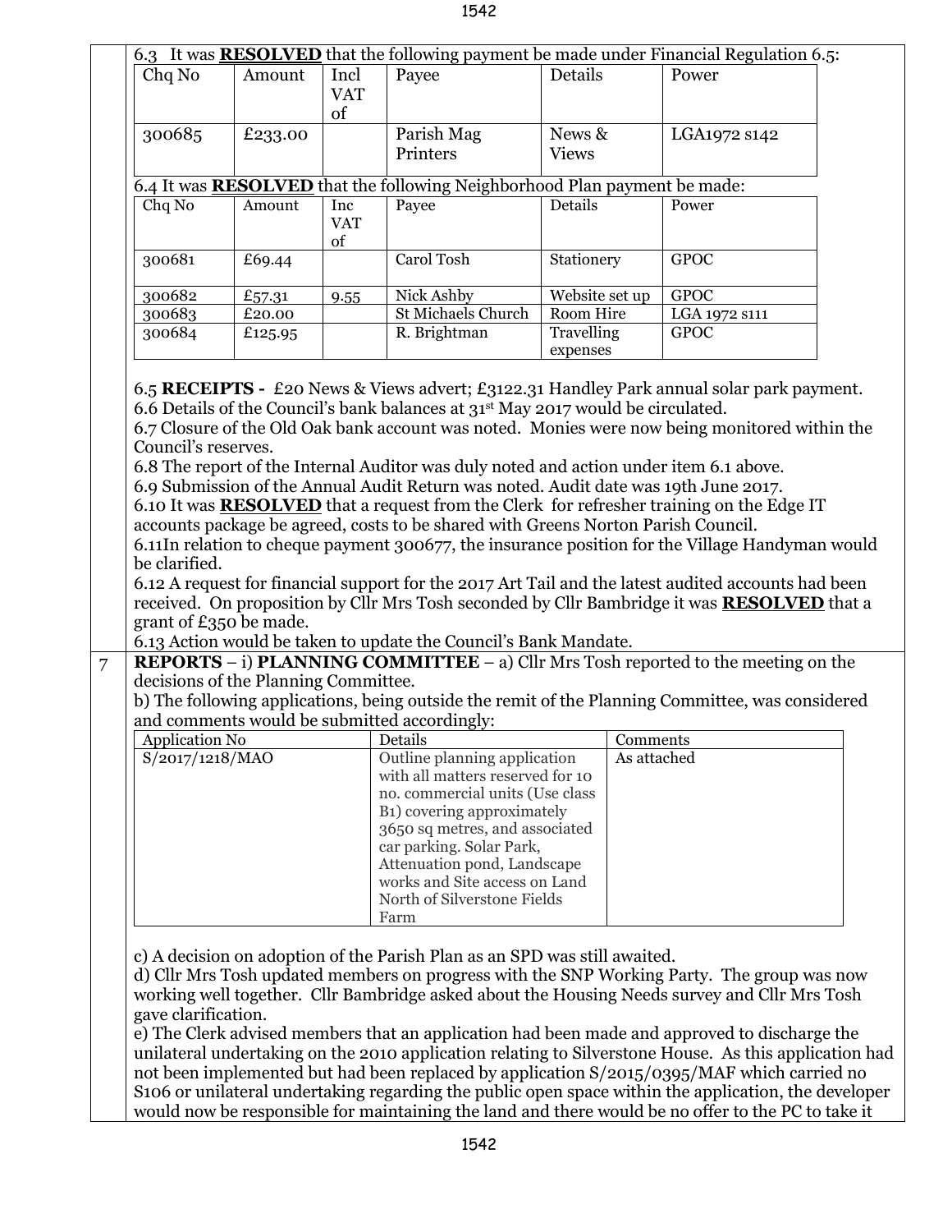6.3 It was **RESOLVED** that the following payment be made under Financial Regulation 6.5:

| Chq No | Amount | Incl VAT of | Payee | Details | Power |
|---|---|---|---|---|---|
| 300685 | £233.00 | | Parish Mag Printers | News & Views | LGA1972 s142 |

6.4 It was **RESOLVED** that the following Neighborhood Plan payment be made:

| Chq No | Amount | Inc VAT of | Payee | Details | Power |
|---|---|---|---|---|---|
| 300681 | £69.44 | | Carol Tosh | Stationery | GPOC |
| 300682 | £57.31 | 9.55 | Nick Ashby | Website set up | GPOC |
| 300683 | £20.00 | | St Michaels Church | Room Hire | LGA 1972 s111 |
| 300684 | £125.95 | | R. Brightman | Travelling expenses | GPOC |

6.5 **RECEIPTS -** £20 News & Views advert; £3122.31 Handley Park annual solar park payment.
6.6 Details of the Council's bank balances at 31st May 2017 would be circulated.
6.7 Closure of the Old Oak bank account was noted. Monies were now being monitored within the Council's reserves.
6.8 The report of the Internal Auditor was duly noted and action under item 6.1 above.
6.9 Submission of the Annual Audit Return was noted. Audit date was 19th June 2017.
6.10 It was **RESOLVED** that a request from the Clerk for refresher training on the Edge IT accounts package be agreed, costs to be shared with Greens Norton Parish Council.
6.11In relation to cheque payment 300677, the insurance position for the Village Handyman would be clarified.
6.12 A request for financial support for the 2017 Art Tail and the latest audited accounts had been received. On proposition by Cllr Mrs Tosh seconded by Cllr Bambridge it was **RESOLVED** that a grant of £350 be made.
6.13 Action would be taken to update the Council's Bank Mandate.

7 **REPORTS** – i) **PLANNING COMMITTEE** – a) Cllr Mrs Tosh reported to the meeting on the decisions of the Planning Committee.
b) The following applications, being outside the remit of the Planning Committee, was considered and comments would be submitted accordingly:

| Application No | Details | Comments |
|---|---|---|
| S/2017/1218/MAO | Outline planning application with all matters reserved for 10 no. commercial units (Use class B1) covering approximately 3650 sq metres, and associated car parking. Solar Park, Attenuation pond, Landscape works and Site access on Land North of Silverstone Fields Farm | As attached |

c) A decision on adoption of the Parish Plan as an SPD was still awaited.
d) Cllr Mrs Tosh updated members on progress with the SNP Working Party. The group was now working well together. Cllr Bambridge asked about the Housing Needs survey and Cllr Mrs Tosh gave clarification.
e) The Clerk advised members that an application had been made and approved to discharge the unilateral undertaking on the 2010 application relating to Silverstone House. As this application had not been implemented but had been replaced by application S/2015/0395/MAF which carried no S106 or unilateral undertaking regarding the public open space within the application, the developer would now be responsible for maintaining the land and there would be no offer to the PC to take it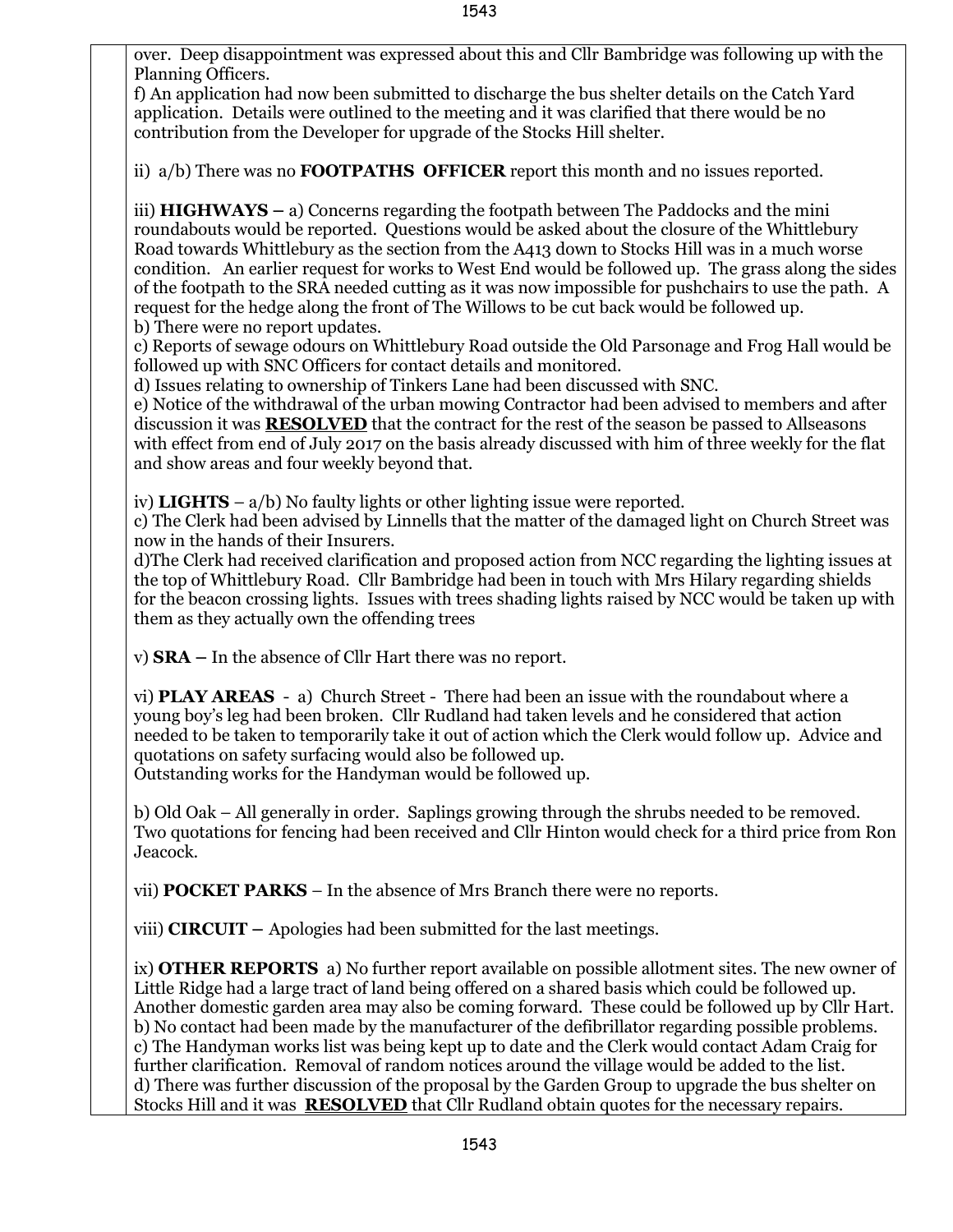over. Deep disappointment was expressed about this and Cllr Bambridge was following up with the Planning Officers.
f) An application had now been submitted to discharge the bus shelter details on the Catch Yard application. Details were outlined to the meeting and it was clarified that there would be no contribution from the Developer for upgrade of the Stocks Hill shelter.

ii) a/b) There was no **FOOTPATHS OFFICER** report this month and no issues reported.

iii) **HIGHWAYS –** a) Concerns regarding the footpath between The Paddocks and the mini roundabouts would be reported. Questions would be asked about the closure of the Whittlebury Road towards Whittlebury as the section from the A413 down to Stocks Hill was in a much worse condition. An earlier request for works to West End would be followed up. The grass along the sides of the footpath to the SRA needed cutting as it was now impossible for pushchairs to use the path. A request for the hedge along the front of The Willows to be cut back would be followed up.
b) There were no report updates.
c) Reports of sewage odours on Whittlebury Road outside the Old Parsonage and Frog Hall would be followed up with SNC Officers for contact details and monitored.
d) Issues relating to ownership of Tinkers Lane had been discussed with SNC.
e) Notice of the withdrawal of the urban mowing Contractor had been advised to members and after discussion it was **RESOLVED** that the contract for the rest of the season be passed to Allseasons with effect from end of July 2017 on the basis already discussed with him of three weekly for the flat and show areas and four weekly beyond that.

iv) **LIGHTS** – a/b) No faulty lights or other lighting issue were reported.
c) The Clerk had been advised by Linnells that the matter of the damaged light on Church Street was now in the hands of their Insurers.
d)The Clerk had received clarification and proposed action from NCC regarding the lighting issues at the top of Whittlebury Road. Cllr Bambridge had been in touch with Mrs Hilary regarding shields for the beacon crossing lights. Issues with trees shading lights raised by NCC would be taken up with them as they actually own the offending trees

v) **SRA –** In the absence of Cllr Hart there was no report.

vi) **PLAY AREAS** - a) Church Street - There had been an issue with the roundabout where a young boy's leg had been broken. Cllr Rudland had taken levels and he considered that action needed to be taken to temporarily take it out of action which the Clerk would follow up. Advice and quotations on safety surfacing would also be followed up.
Outstanding works for the Handyman would be followed up.

b) Old Oak – All generally in order. Saplings growing through the shrubs needed to be removed. Two quotations for fencing had been received and Cllr Hinton would check for a third price from Ron Jeacock.

vii) **POCKET PARKS** – In the absence of Mrs Branch there were no reports.

viii) **CIRCUIT –** Apologies had been submitted for the last meetings.

ix) **OTHER REPORTS** a) No further report available on possible allotment sites. The new owner of Little Ridge had a large tract of land being offered on a shared basis which could be followed up. Another domestic garden area may also be coming forward. These could be followed up by Cllr Hart.
b) No contact had been made by the manufacturer of the defibrillator regarding possible problems.
c) The Handyman works list was being kept up to date and the Clerk would contact Adam Craig for further clarification. Removal of random notices around the village would be added to the list.
d) There was further discussion of the proposal by the Garden Group to upgrade the bus shelter on Stocks Hill and it was **RESOLVED** that Cllr Rudland obtain quotes for the necessary repairs.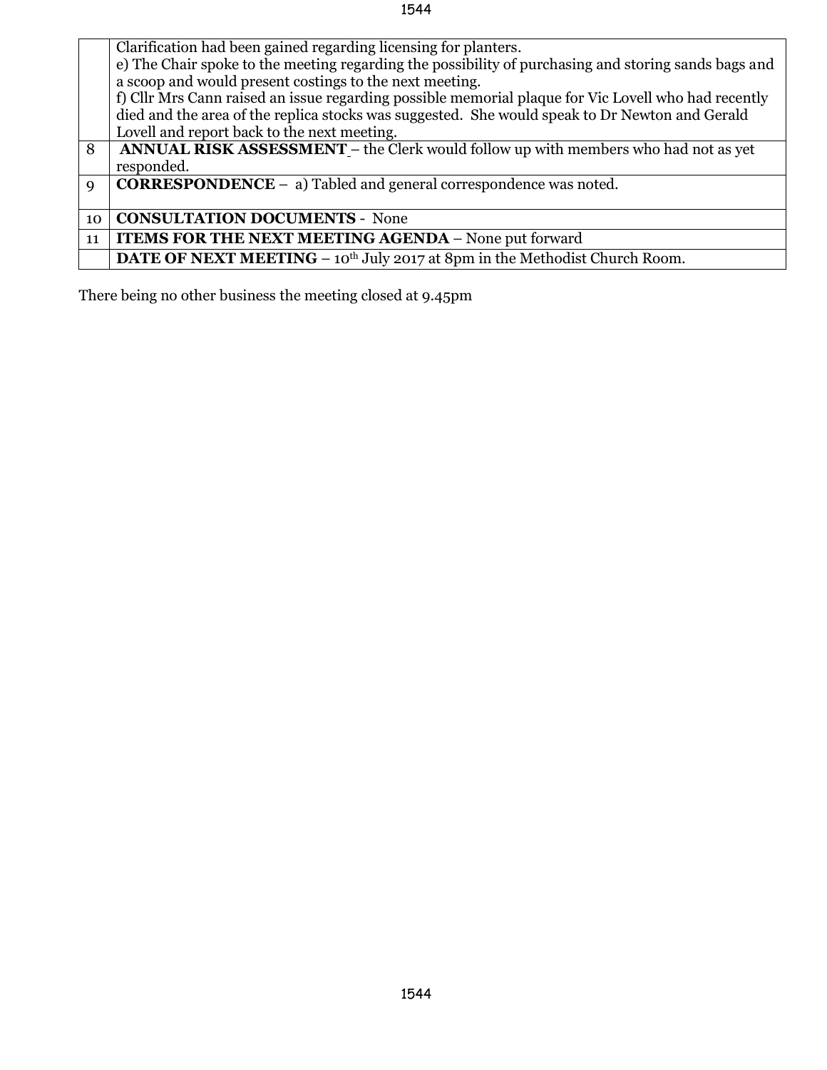| | |
|---|---|
| | Clarification had been gained regarding licensing for planters.<br>e) The Chair spoke to the meeting regarding the possibility of purchasing and storing sands bags and a scoop and would present costings to the next meeting.<br>f) Cllr Mrs Cann raised an issue regarding possible memorial plaque for Vic Lovell who had recently died and the area of the replica stocks was suggested. She would speak to Dr Newton and Gerald Lovell and report back to the next meeting. |
| 8 | **ANNUAL RISK ASSESSMENT** – the Clerk would follow up with members who had not as yet responded. |
| 9 | **CORRESPONDENCE** – a) Tabled and general correspondence was noted. |
| 10 | **CONSULTATION DOCUMENTS** - None |
| 11 | **ITEMS FOR THE NEXT MEETING AGENDA** – None put forward |
| | **DATE OF NEXT MEETING** – 10th July 2017 at 8pm in the Methodist Church Room. |

There being no other business the meeting closed at 9.45pm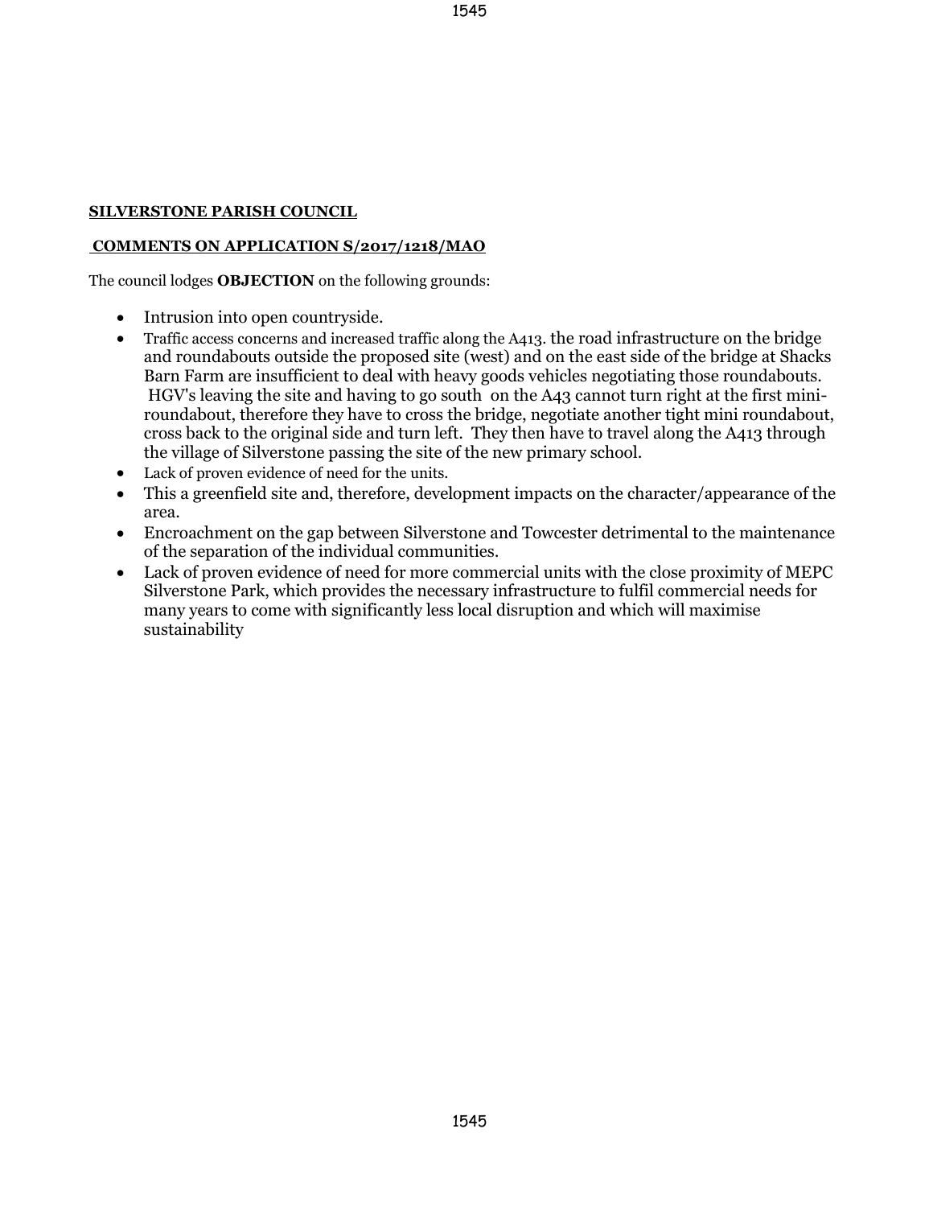**SILVERSTONE PARISH COUNCIL**

**COMMENTS ON APPLICATION S/2017/1218/MAO**

The council lodges **OBJECTION** on the following grounds:

- Intrusion into open countryside.
- Traffic access concerns and increased traffic along the A413. the road infrastructure on the bridge and roundabouts outside the proposed site (west) and on the east side of the bridge at Shacks Barn Farm are insufficient to deal with heavy goods vehicles negotiating those roundabouts. HGV's leaving the site and having to go south on the A43 cannot turn right at the first mini-roundabout, therefore they have to cross the bridge, negotiate another tight mini roundabout, cross back to the original side and turn left. They then have to travel along the A413 through the village of Silverstone passing the site of the new primary school.
- Lack of proven evidence of need for the units.
- This a greenfield site and, therefore, development impacts on the character/appearance of the area.
- Encroachment on the gap between Silverstone and Towcester detrimental to the maintenance of the separation of the individual communities.
- Lack of proven evidence of need for more commercial units with the close proximity of MEPC Silverstone Park, which provides the necessary infrastructure to fulfil commercial needs for many years to come with significantly less local disruption and which will maximise sustainability